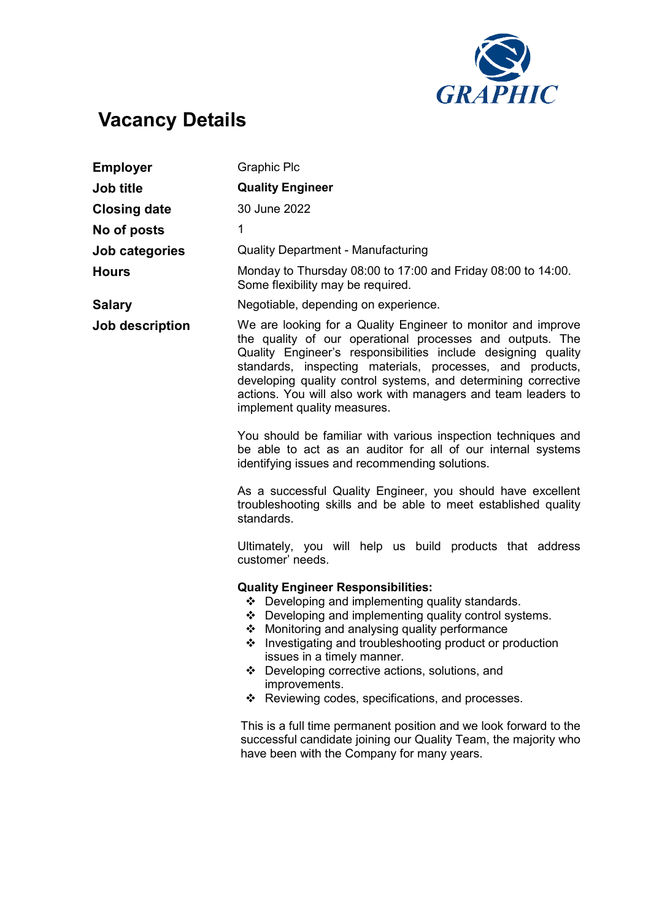GRAPHIC

# Vacancy Details

| | |
|---|---|
| **Employer** | Graphic Plc |
| **Job title** | **Quality Engineer** |
| **Closing date** | 30 June 2022 |
| **No of posts** | 1 |
| **Job categories** | Quality Department - Manufacturing |
| **Hours** | Monday to Thursday 08:00 to 17:00 and Friday 08:00 to 14:00. Some flexibility may be required. |
| **Salary** | Negotiable, depending on experience. |

**Job description**

We are looking for a Quality Engineer to monitor and improve the quality of our operational processes and outputs. The Quality Engineer's responsibilities include designing quality standards, inspecting materials, processes, and products, developing quality control systems, and determining corrective actions. You will also work with managers and team leaders to implement quality measures.

You should be familiar with various inspection techniques and be able to act as an auditor for all of our internal systems identifying issues and recommending solutions.

As a successful Quality Engineer, you should have excellent troubleshooting skills and be able to meet established quality standards.

Ultimately, you will help us build products that address customer' needs.

**Quality Engineer Responsibilities:**

- Developing and implementing quality standards.
- Developing and implementing quality control systems.
- Monitoring and analysing quality performance
- Investigating and troubleshooting product or production issues in a timely manner.
- Developing corrective actions, solutions, and improvements.
- Reviewing codes, specifications, and processes.

This is a full time permanent position and we look forward to the successful candidate joining our Quality Team, the majority who have been with the Company for many years.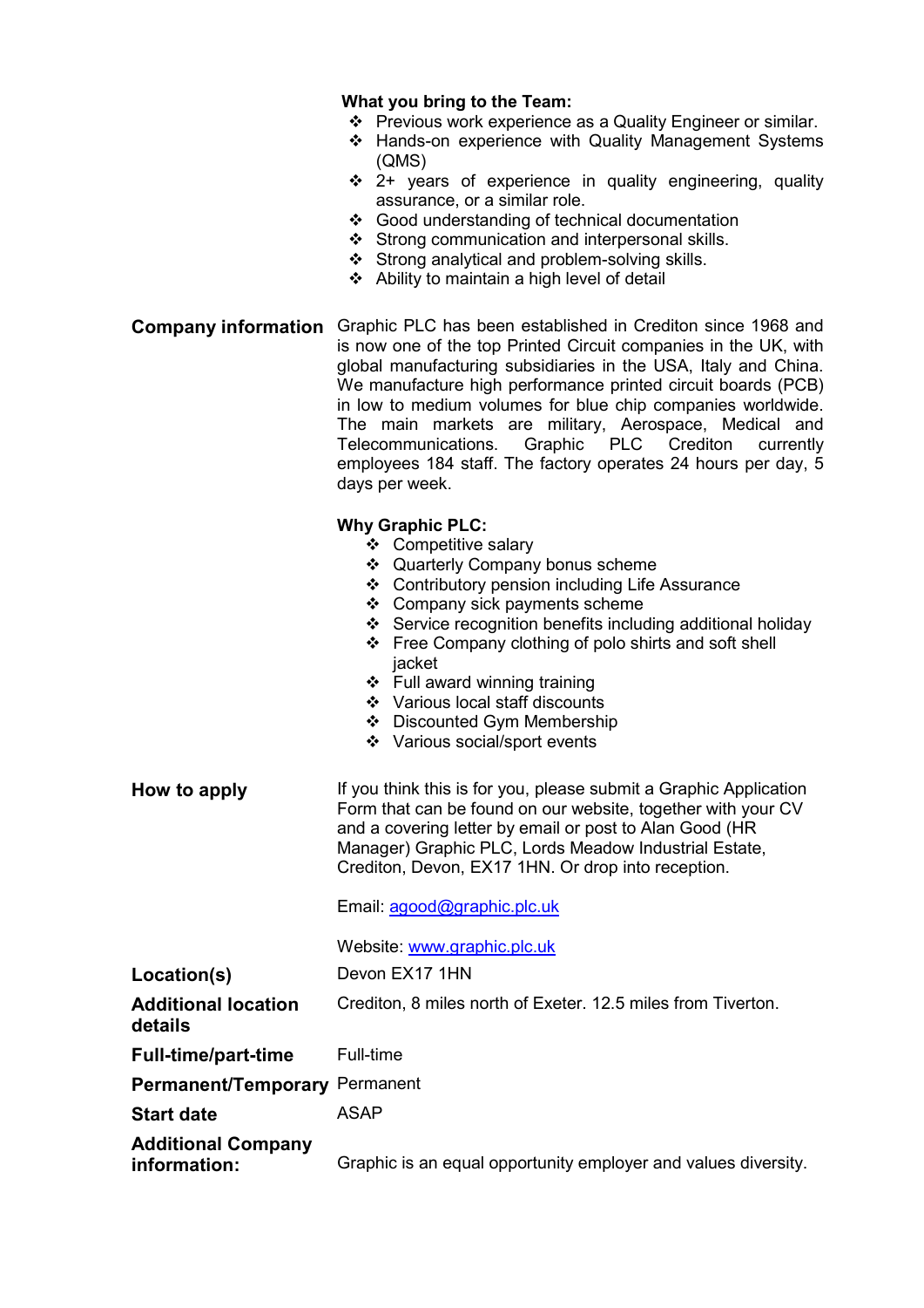**What you bring to the Team:**

- Previous work experience as a Quality Engineer or similar.
- Hands-on experience with Quality Management Systems (QMS)
- 2+ years of experience in quality engineering, quality assurance, or a similar role.
- Good understanding of technical documentation
- Strong communication and interpersonal skills.
- Strong analytical and problem-solving skills.
- Ability to maintain a high level of detail

**Company information**

Graphic PLC has been established in Crediton since 1968 and is now one of the top Printed Circuit companies in the UK, with global manufacturing subsidiaries in the USA, Italy and China. We manufacture high performance printed circuit boards (PCB) in low to medium volumes for blue chip companies worldwide. The main markets are military, Aerospace, Medical and Telecommunications. Graphic PLC Crediton currently employees 184 staff. The factory operates 24 hours per day, 5 days per week.

**Why Graphic PLC:**

- Competitive salary
- Quarterly Company bonus scheme
- Contributory pension including Life Assurance
- Company sick payments scheme
- Service recognition benefits including additional holiday
- Free Company clothing of polo shirts and soft shell jacket
- Full award winning training
- Various local staff discounts
- Discounted Gym Membership
- Various social/sport events

**How to apply**

If you think this is for you, please submit a Graphic Application Form that can be found on our website, together with your CV and a covering letter by email or post to Alan Good (HR Manager) Graphic PLC, Lords Meadow Industrial Estate, Crediton, Devon, EX17 1HN. Or drop into reception.

Email: agood@graphic.plc.uk

Website: www.graphic.plc.uk

**Location(s)** Devon EX17 1HN

**Additional location details** Crediton, 8 miles north of Exeter. 12.5 miles from Tiverton.

**Full-time/part-time** Full-time

**Permanent/Temporary** Permanent

**Start date** ASAP

**Additional Company information:** Graphic is an equal opportunity employer and values diversity.